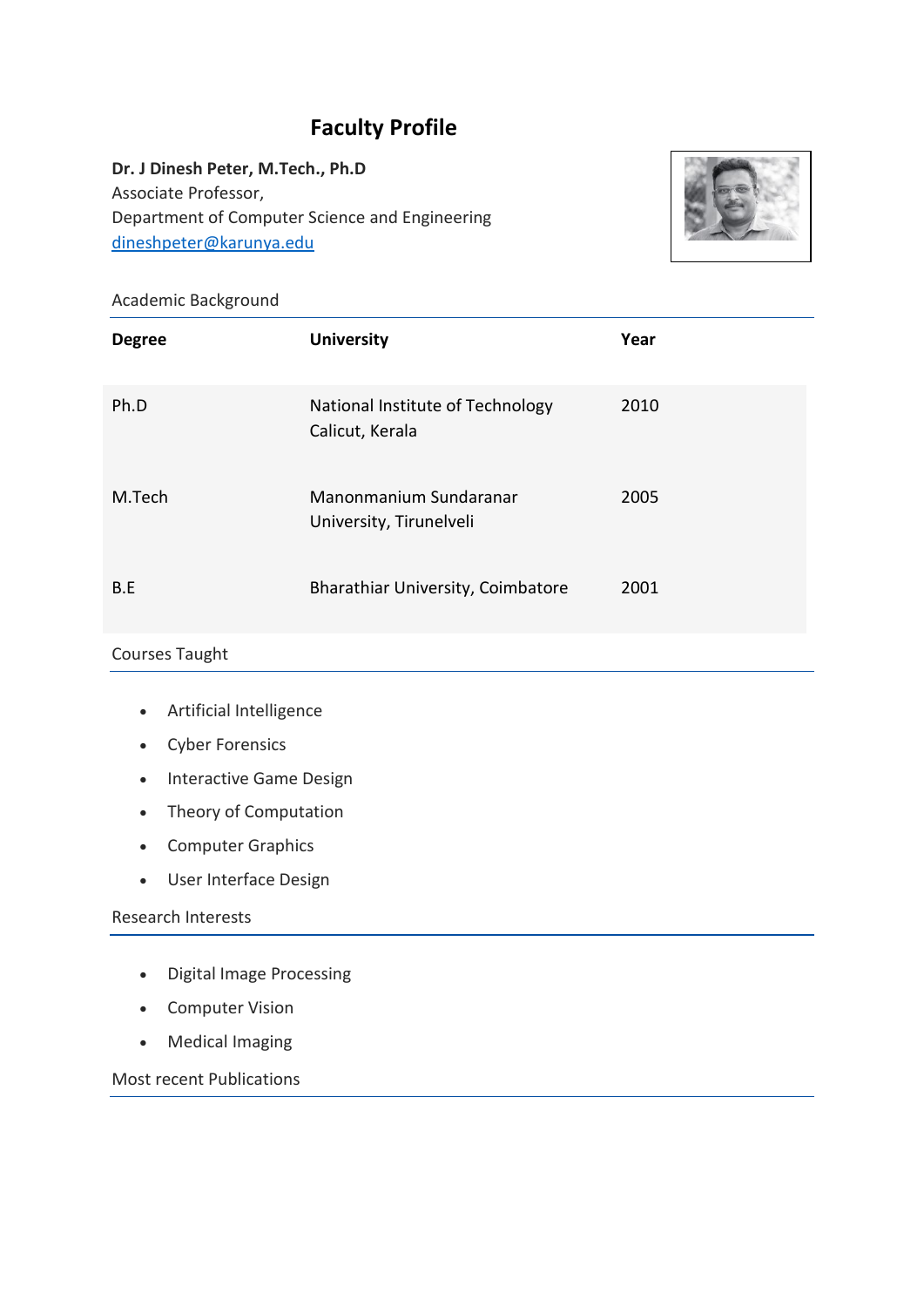# Faculty Profile

**Dr. J Dinesh Peter, M.Tech., Ph.D**
Associate Professor,
Department of Computer Science and Engineering
dineshpeter@karunya.edu

## Academic Background

| Degree | University | Year |
|---|---|---|
| Ph.D | National Institute of Technology Calicut, Kerala | 2010 |
| M.Tech | Manonmanium Sundaranar University, Tirunelveli | 2005 |
| B.E | Bharathiar University, Coimbatore | 2001 |

## Courses Taught

- Artificial Intelligence
- Cyber Forensics
- Interactive Game Design
- Theory of Computation
- Computer Graphics
- User Interface Design

## Research Interests

- Digital Image Processing
- Computer Vision
- Medical Imaging

## Most recent Publications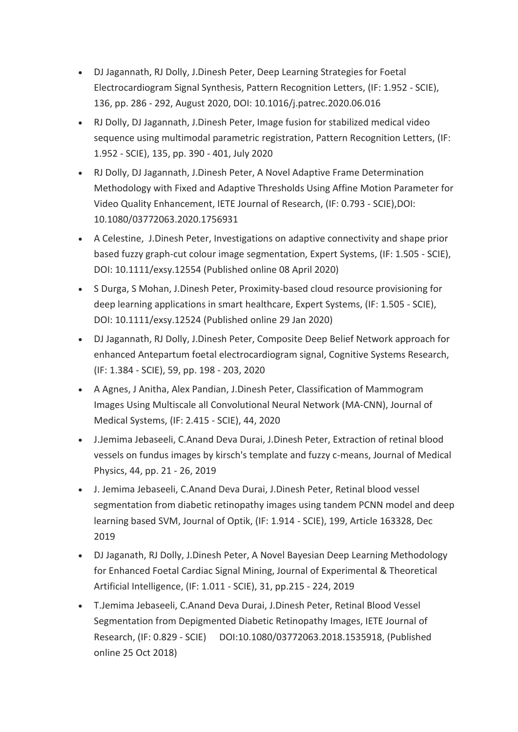- DJ Jagannath, RJ Dolly, J.Dinesh Peter, Deep Learning Strategies for Foetal Electrocardiogram Signal Synthesis, Pattern Recognition Letters, (IF: 1.952 - SCIE), 136, pp. 286 - 292, August 2020, DOI: 10.1016/j.patrec.2020.06.016
- RJ Dolly, DJ Jagannath, J.Dinesh Peter, Image fusion for stabilized medical video sequence using multimodal parametric registration, Pattern Recognition Letters, (IF: 1.952 - SCIE), 135, pp. 390 - 401, July 2020
- RJ Dolly, DJ Jagannath, J.Dinesh Peter, A Novel Adaptive Frame Determination Methodology with Fixed and Adaptive Thresholds Using Affine Motion Parameter for Video Quality Enhancement, IETE Journal of Research, (IF: 0.793 - SCIE),DOI: 10.1080/03772063.2020.1756931
- A Celestine, J.Dinesh Peter, Investigations on adaptive connectivity and shape prior based fuzzy graph-cut colour image segmentation, Expert Systems, (IF: 1.505 - SCIE), DOI: 10.1111/exsy.12554 (Published online 08 April 2020)
- S Durga, S Mohan, J.Dinesh Peter, Proximity-based cloud resource provisioning for deep learning applications in smart healthcare, Expert Systems, (IF: 1.505 - SCIE), DOI: 10.1111/exsy.12524 (Published online 29 Jan 2020)
- DJ Jagannath, RJ Dolly, J.Dinesh Peter, Composite Deep Belief Network approach for enhanced Antepartum foetal electrocardiogram signal, Cognitive Systems Research, (IF: 1.384 - SCIE), 59, pp. 198 - 203, 2020
- A Agnes, J Anitha, Alex Pandian, J.Dinesh Peter, Classification of Mammogram Images Using Multiscale all Convolutional Neural Network (MA-CNN), Journal of Medical Systems, (IF: 2.415 - SCIE), 44, 2020
- J.Jemima Jebaseeli, C.Anand Deva Durai, J.Dinesh Peter, Extraction of retinal blood vessels on fundus images by kirsch's template and fuzzy c-means, Journal of Medical Physics, 44, pp. 21 - 26, 2019
- J. Jemima Jebaseeli, C.Anand Deva Durai, J.Dinesh Peter, Retinal blood vessel segmentation from diabetic retinopathy images using tandem PCNN model and deep learning based SVM, Journal of Optik, (IF: 1.914 - SCIE), 199, Article 163328, Dec 2019
- DJ Jaganath, RJ Dolly, J.Dinesh Peter, A Novel Bayesian Deep Learning Methodology for Enhanced Foetal Cardiac Signal Mining, Journal of Experimental & Theoretical Artificial Intelligence, (IF: 1.011 - SCIE), 31, pp.215 - 224, 2019
- T.Jemima Jebaseeli, C.Anand Deva Durai, J.Dinesh Peter, Retinal Blood Vessel Segmentation from Depigmented Diabetic Retinopathy Images, IETE Journal of Research, (IF: 0.829 - SCIE) DOI:10.1080/03772063.2018.1535918, (Published online 25 Oct 2018)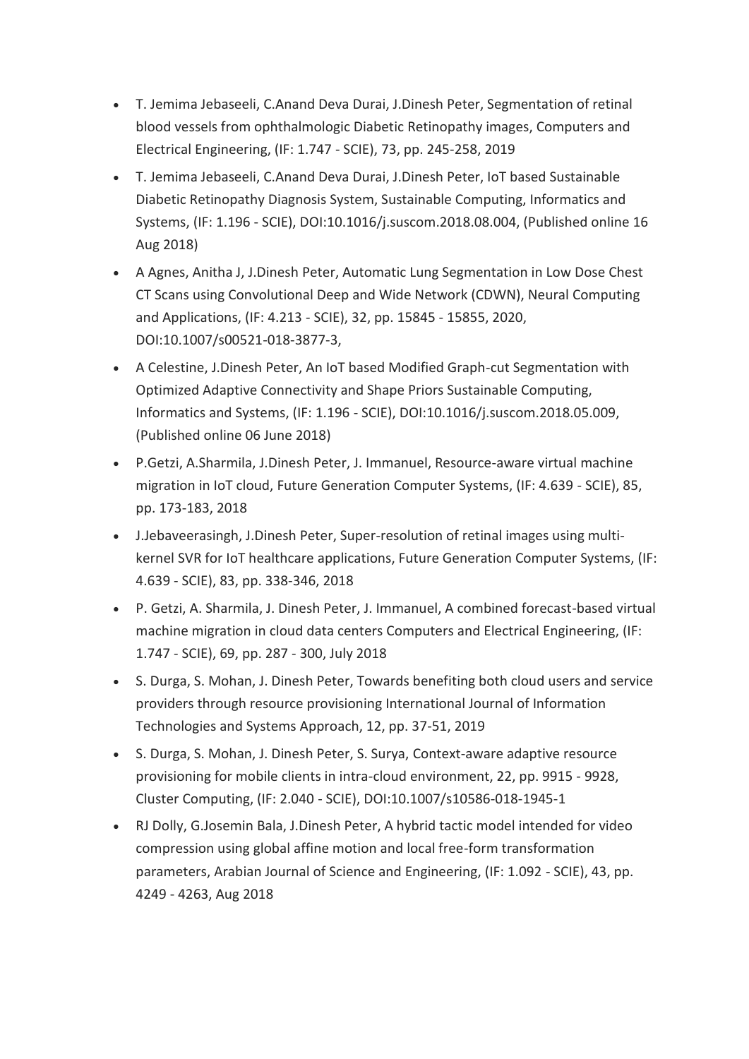- T. Jemima Jebaseeli, C.Anand Deva Durai, J.Dinesh Peter, Segmentation of retinal blood vessels from ophthalmologic Diabetic Retinopathy images, Computers and Electrical Engineering, (IF: 1.747 - SCIE), 73, pp. 245-258, 2019
- T. Jemima Jebaseeli, C.Anand Deva Durai, J.Dinesh Peter, IoT based Sustainable Diabetic Retinopathy Diagnosis System, Sustainable Computing, Informatics and Systems, (IF: 1.196 - SCIE), DOI:10.1016/j.suscom.2018.08.004, (Published online 16 Aug 2018)
- A Agnes, Anitha J, J.Dinesh Peter, Automatic Lung Segmentation in Low Dose Chest CT Scans using Convolutional Deep and Wide Network (CDWN), Neural Computing and Applications, (IF: 4.213 - SCIE), 32, pp. 15845 - 15855, 2020, DOI:10.1007/s00521-018-3877-3,
- A Celestine, J.Dinesh Peter, An IoT based Modified Graph-cut Segmentation with Optimized Adaptive Connectivity and Shape Priors Sustainable Computing, Informatics and Systems, (IF: 1.196 - SCIE), DOI:10.1016/j.suscom.2018.05.009, (Published online 06 June 2018)
- P.Getzi, A.Sharmila, J.Dinesh Peter, J. Immanuel, Resource-aware virtual machine migration in IoT cloud, Future Generation Computer Systems, (IF: 4.639 - SCIE), 85, pp. 173-183, 2018
- J.Jebaveerasingh, J.Dinesh Peter, Super-resolution of retinal images using multi-kernel SVR for IoT healthcare applications, Future Generation Computer Systems, (IF: 4.639 - SCIE), 83, pp. 338-346, 2018
- P. Getzi, A. Sharmila, J. Dinesh Peter, J. Immanuel, A combined forecast-based virtual machine migration in cloud data centers Computers and Electrical Engineering, (IF: 1.747 - SCIE), 69, pp. 287 - 300, July 2018
- S. Durga, S. Mohan, J. Dinesh Peter, Towards benefiting both cloud users and service providers through resource provisioning International Journal of Information Technologies and Systems Approach, 12, pp. 37-51, 2019
- S. Durga, S. Mohan, J. Dinesh Peter, S. Surya, Context-aware adaptive resource provisioning for mobile clients in intra-cloud environment, 22, pp. 9915 - 9928, Cluster Computing, (IF: 2.040 - SCIE), DOI:10.1007/s10586-018-1945-1
- RJ Dolly, G.Josemin Bala, J.Dinesh Peter, A hybrid tactic model intended for video compression using global affine motion and local free-form transformation parameters, Arabian Journal of Science and Engineering, (IF: 1.092 - SCIE), 43, pp. 4249 - 4263, Aug 2018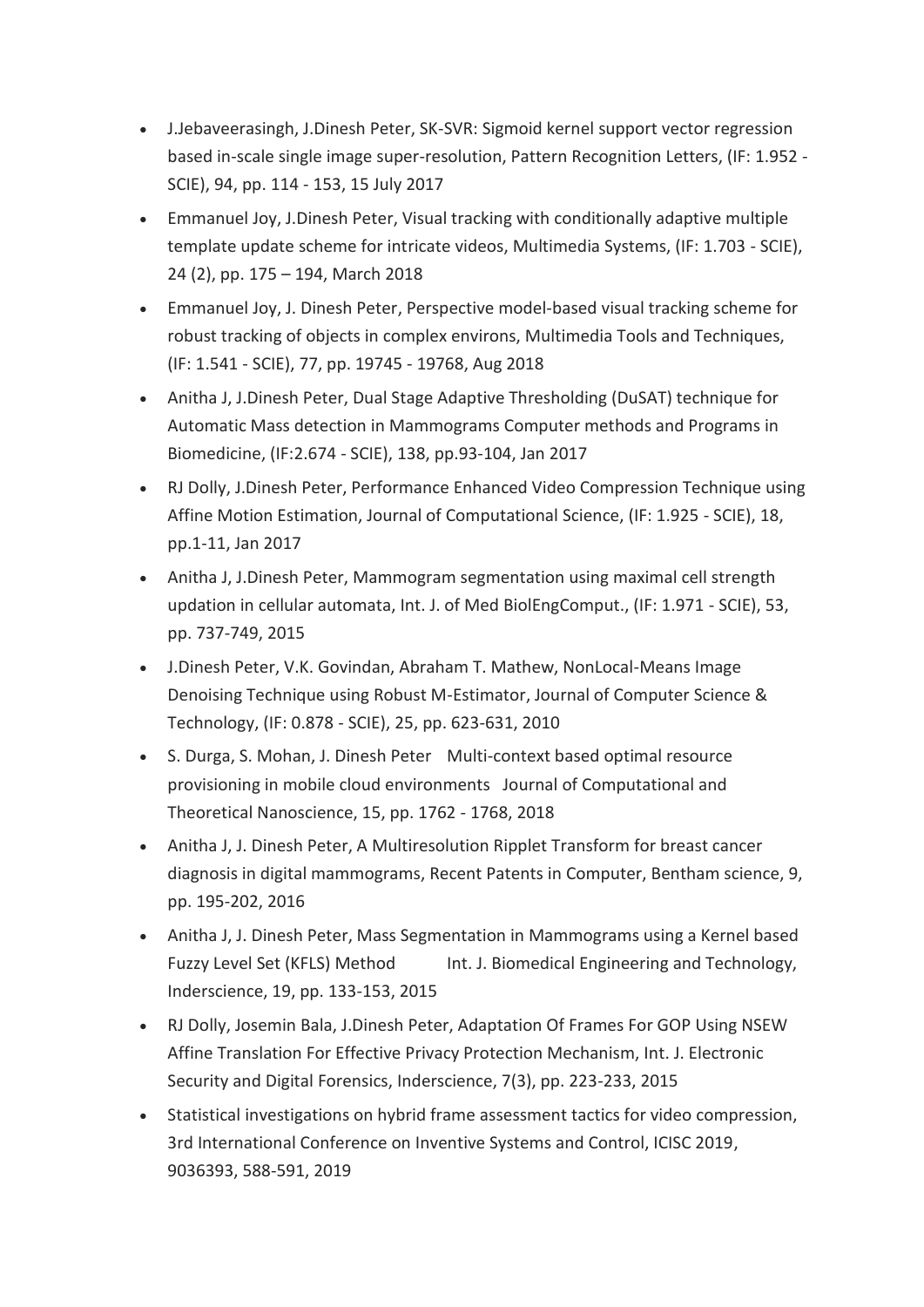- J.Jebaveerasingh, J.Dinesh Peter, SK-SVR: Sigmoid kernel support vector regression based in-scale single image super-resolution, Pattern Recognition Letters, (IF: 1.952 - SCIE), 94, pp. 114 - 153, 15 July 2017
- Emmanuel Joy, J.Dinesh Peter, Visual tracking with conditionally adaptive multiple template update scheme for intricate videos, Multimedia Systems, (IF: 1.703 - SCIE), 24 (2), pp. 175 – 194, March 2018
- Emmanuel Joy, J. Dinesh Peter, Perspective model-based visual tracking scheme for robust tracking of objects in complex environs, Multimedia Tools and Techniques, (IF: 1.541 - SCIE), 77, pp. 19745 - 19768, Aug 2018
- Anitha J, J.Dinesh Peter, Dual Stage Adaptive Thresholding (DuSAT) technique for Automatic Mass detection in Mammograms Computer methods and Programs in Biomedicine, (IF:2.674 - SCIE), 138, pp.93-104, Jan 2017
- RJ Dolly, J.Dinesh Peter, Performance Enhanced Video Compression Technique using Affine Motion Estimation, Journal of Computational Science, (IF: 1.925 - SCIE), 18, pp.1-11, Jan 2017
- Anitha J, J.Dinesh Peter, Mammogram segmentation using maximal cell strength updation in cellular automata, Int. J. of Med BiolEngComput., (IF: 1.971 - SCIE), 53, pp. 737-749, 2015
- J.Dinesh Peter, V.K. Govindan, Abraham T. Mathew, NonLocal-Means Image Denoising Technique using Robust M-Estimator, Journal of Computer Science & Technology, (IF: 0.878 - SCIE), 25, pp. 623-631, 2010
- S. Durga, S. Mohan, J. Dinesh Peter Multi-context based optimal resource provisioning in mobile cloud environments Journal of Computational and Theoretical Nanoscience, 15, pp. 1762 - 1768, 2018
- Anitha J, J. Dinesh Peter, A Multiresolution Ripplet Transform for breast cancer diagnosis in digital mammograms, Recent Patents in Computer, Bentham science, 9, pp. 195-202, 2016
- Anitha J, J. Dinesh Peter, Mass Segmentation in Mammograms using a Kernel based Fuzzy Level Set (KFLS) Method Int. J. Biomedical Engineering and Technology, Inderscience, 19, pp. 133-153, 2015
- RJ Dolly, Josemin Bala, J.Dinesh Peter, Adaptation Of Frames For GOP Using NSEW Affine Translation For Effective Privacy Protection Mechanism, Int. J. Electronic Security and Digital Forensics, Inderscience, 7(3), pp. 223-233, 2015
- Statistical investigations on hybrid frame assessment tactics for video compression, 3rd International Conference on Inventive Systems and Control, ICISC 2019, 9036393, 588-591, 2019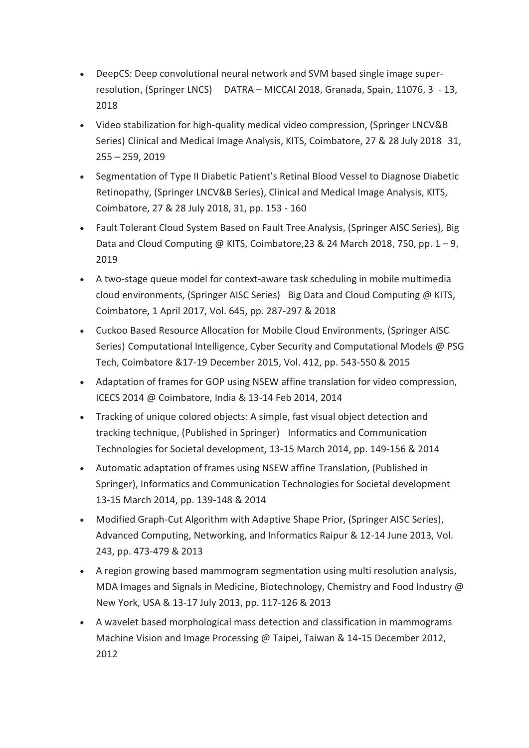- DeepCS: Deep convolutional neural network and SVM based single image super-resolution, (Springer LNCS) DATRA – MICCAI 2018, Granada, Spain, 11076, 3 - 13, 2018
- Video stabilization for high-quality medical video compression, (Springer LNCV&B Series) Clinical and Medical Image Analysis, KITS, Coimbatore, 27 & 28 July 2018 31, 255 – 259, 2019
- Segmentation of Type II Diabetic Patient's Retinal Blood Vessel to Diagnose Diabetic Retinopathy, (Springer LNCV&B Series), Clinical and Medical Image Analysis, KITS, Coimbatore, 27 & 28 July 2018, 31, pp. 153 - 160
- Fault Tolerant Cloud System Based on Fault Tree Analysis, (Springer AISC Series), Big Data and Cloud Computing @ KITS, Coimbatore,23 & 24 March 2018, 750, pp. 1 – 9, 2019
- A two-stage queue model for context-aware task scheduling in mobile multimedia cloud environments, (Springer AISC Series) Big Data and Cloud Computing @ KITS, Coimbatore, 1 April 2017, Vol. 645, pp. 287-297 & 2018
- Cuckoo Based Resource Allocation for Mobile Cloud Environments, (Springer AISC Series) Computational Intelligence, Cyber Security and Computational Models @ PSG Tech, Coimbatore &17-19 December 2015, Vol. 412, pp. 543-550 & 2015
- Adaptation of frames for GOP using NSEW affine translation for video compression, ICECS 2014 @ Coimbatore, India & 13-14 Feb 2014, 2014
- Tracking of unique colored objects: A simple, fast visual object detection and tracking technique, (Published in Springer) Informatics and Communication Technologies for Societal development, 13-15 March 2014, pp. 149-156 & 2014
- Automatic adaptation of frames using NSEW affine Translation, (Published in Springer), Informatics and Communication Technologies for Societal development 13-15 March 2014, pp. 139-148 & 2014
- Modified Graph-Cut Algorithm with Adaptive Shape Prior, (Springer AISC Series), Advanced Computing, Networking, and Informatics Raipur & 12-14 June 2013, Vol. 243, pp. 473-479 & 2013
- A region growing based mammogram segmentation using multi resolution analysis, MDA Images and Signals in Medicine, Biotechnology, Chemistry and Food Industry @ New York, USA & 13-17 July 2013, pp. 117-126 & 2013
- A wavelet based morphological mass detection and classification in mammograms Machine Vision and Image Processing @ Taipei, Taiwan & 14-15 December 2012, 2012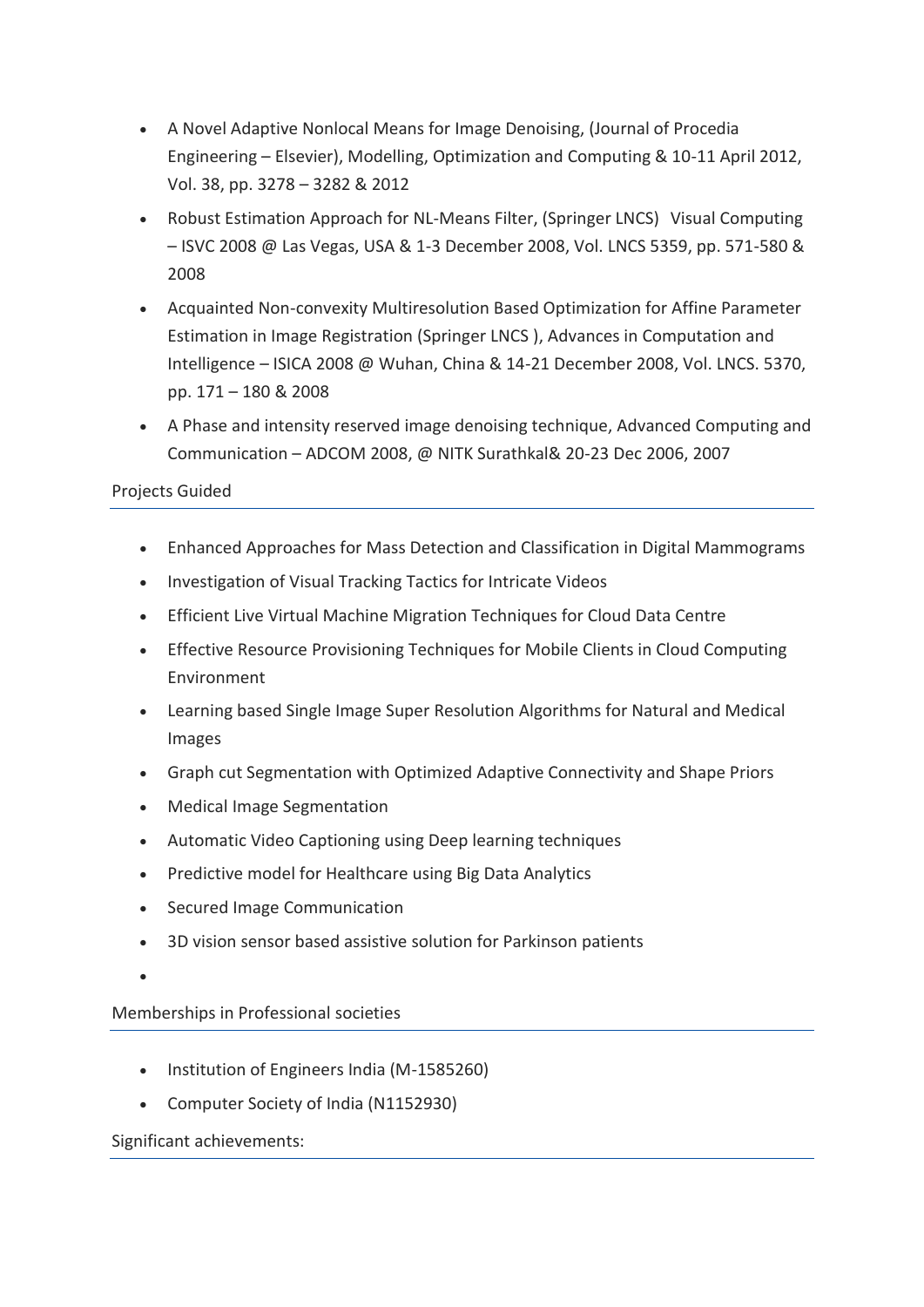- A Novel Adaptive Nonlocal Means for Image Denoising, (Journal of Procedia Engineering – Elsevier), Modelling, Optimization and Computing & 10-11 April 2012, Vol. 38, pp. 3278 – 3282 & 2012
- Robust Estimation Approach for NL-Means Filter, (Springer LNCS) Visual Computing – ISVC 2008 @ Las Vegas, USA & 1-3 December 2008, Vol. LNCS 5359, pp. 571-580 & 2008
- Acquainted Non-convexity Multiresolution Based Optimization for Affine Parameter Estimation in Image Registration (Springer LNCS ), Advances in Computation and Intelligence – ISICA 2008 @ Wuhan, China & 14-21 December 2008, Vol. LNCS. 5370, pp. 171 – 180 & 2008
- A Phase and intensity reserved image denoising technique, Advanced Computing and Communication – ADCOM 2008, @ NITK Surathkal& 20-23 Dec 2006, 2007

## Projects Guided

- Enhanced Approaches for Mass Detection and Classification in Digital Mammograms
- Investigation of Visual Tracking Tactics for Intricate Videos
- Efficient Live Virtual Machine Migration Techniques for Cloud Data Centre
- Effective Resource Provisioning Techniques for Mobile Clients in Cloud Computing Environment
- Learning based Single Image Super Resolution Algorithms for Natural and Medical Images
- Graph cut Segmentation with Optimized Adaptive Connectivity and Shape Priors
- Medical Image Segmentation
- Automatic Video Captioning using Deep learning techniques
- Predictive model for Healthcare using Big Data Analytics
- Secured Image Communication
- 3D vision sensor based assistive solution for Parkinson patients

## Memberships in Professional societies

- Institution of Engineers India (M-1585260)
- Computer Society of India (N1152930)

## Significant achievements: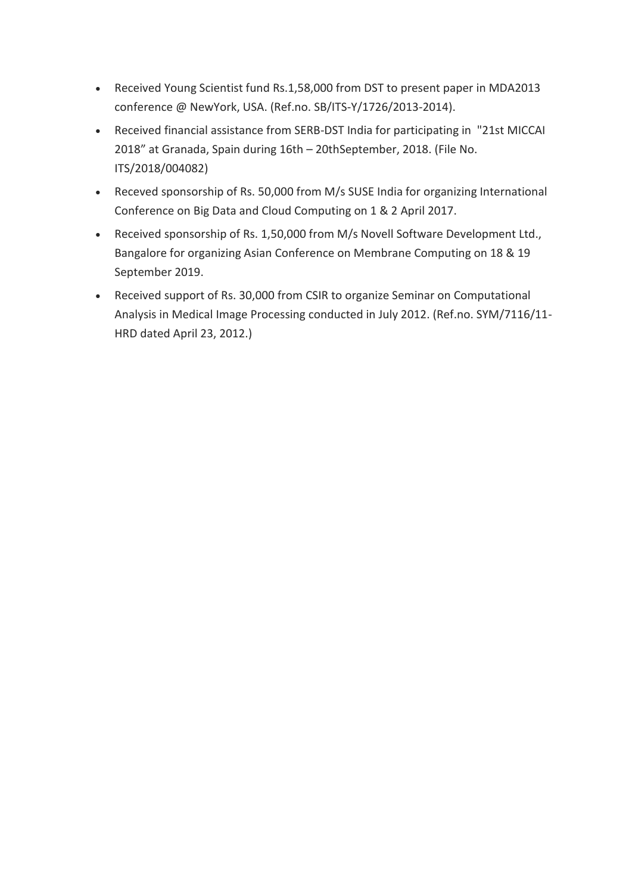- Received Young Scientist fund Rs.1,58,000 from DST to present paper in MDA2013 conference @ NewYork, USA. (Ref.no. SB/ITS-Y/1726/2013-2014).
- Received financial assistance from SERB-DST India for participating in "21st MICCAI 2018" at Granada, Spain during 16th – 20thSeptember, 2018. (File No. ITS/2018/004082)
- Receved sponsorship of Rs. 50,000 from M/s SUSE India for organizing International Conference on Big Data and Cloud Computing on 1 & 2 April 2017.
- Received sponsorship of Rs. 1,50,000 from M/s Novell Software Development Ltd., Bangalore for organizing Asian Conference on Membrane Computing on 18 & 19 September 2019.
- Received support of Rs. 30,000 from CSIR to organize Seminar on Computational Analysis in Medical Image Processing conducted in July 2012. (Ref.no. SYM/7116/11-HRD dated April 23, 2012.)